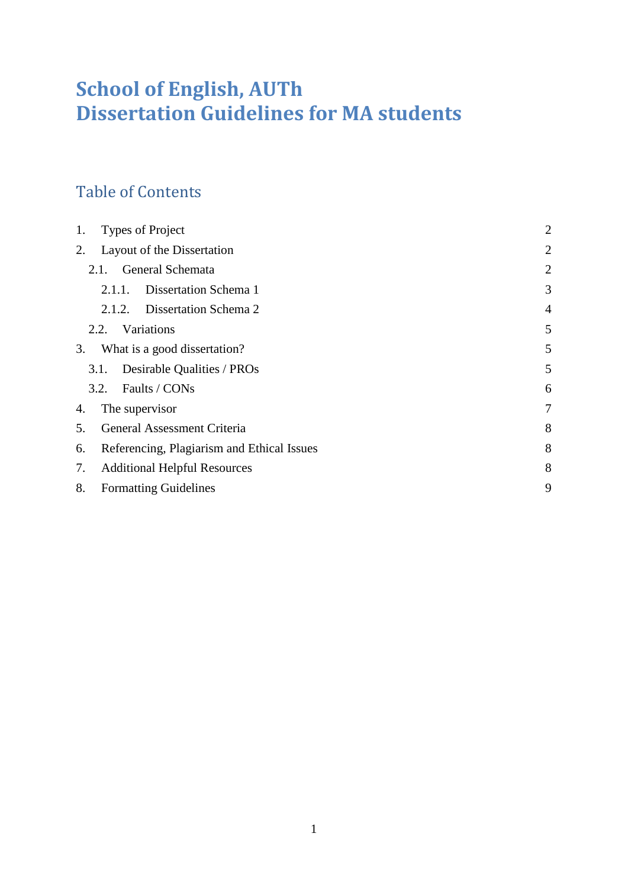# School of English, AUTh
# Dissertation Guidelines for MA students

## Table of Contents

| | | |
|---|---|---|
| 1. | Types of Project | 2 |
| 2. | Layout of the Dissertation | 2 |
| 2.1. | General Schemata | 2 |
| 2.1.1. | Dissertation Schema 1 | 3 |
| 2.1.2. | Dissertation Schema 2 | 4 |
| 2.2. | Variations | 5 |
| 3. | What is a good dissertation? | 5 |
| 3.1. | Desirable Qualities / PROs | 5 |
| 3.2. | Faults / CONs | 6 |
| 4. | The supervisor | 7 |
| 5. | General Assessment Criteria | 8 |
| 6. | Referencing, Plagiarism and Ethical Issues | 8 |
| 7. | Additional Helpful Resources | 8 |
| 8. | Formatting Guidelines | 9 |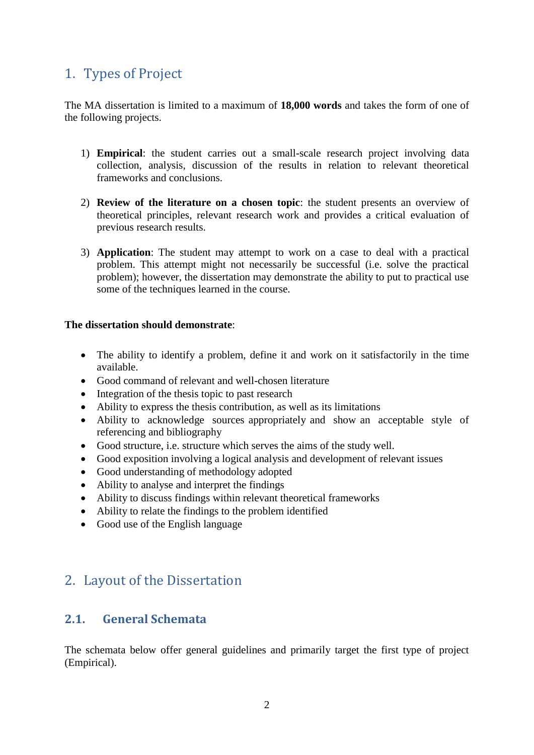## 1. Types of Project

The MA dissertation is limited to a maximum of **18,000 words** and takes the form of one of the following projects.

1) **Empirical**: the student carries out a small-scale research project involving data collection, analysis, discussion of the results in relation to relevant theoretical frameworks and conclusions.

2) **Review of the literature on a chosen topic**: the student presents an overview of theoretical principles, relevant research work and provides a critical evaluation of previous research results.

3) **Application**: The student may attempt to work on a case to deal with a practical problem. This attempt might not necessarily be successful (i.e. solve the practical problem); however, the dissertation may demonstrate the ability to put to practical use some of the techniques learned in the course.

**The dissertation should demonstrate**:

- The ability to identify a problem, define it and work on it satisfactorily in the time available.
- Good command of relevant and well-chosen literature
- Integration of the thesis topic to past research
- Ability to express the thesis contribution, as well as its limitations
- Ability to acknowledge sources appropriately and show an acceptable style of referencing and bibliography
- Good structure, i.e. structure which serves the aims of the study well.
- Good exposition involving a logical analysis and development of relevant issues
- Good understanding of methodology adopted
- Ability to analyse and interpret the findings
- Ability to discuss findings within relevant theoretical frameworks
- Ability to relate the findings to the problem identified
- Good use of the English language

## 2. Layout of the Dissertation

### 2.1. General Schemata

The schemata below offer general guidelines and primarily target the first type of project (Empirical).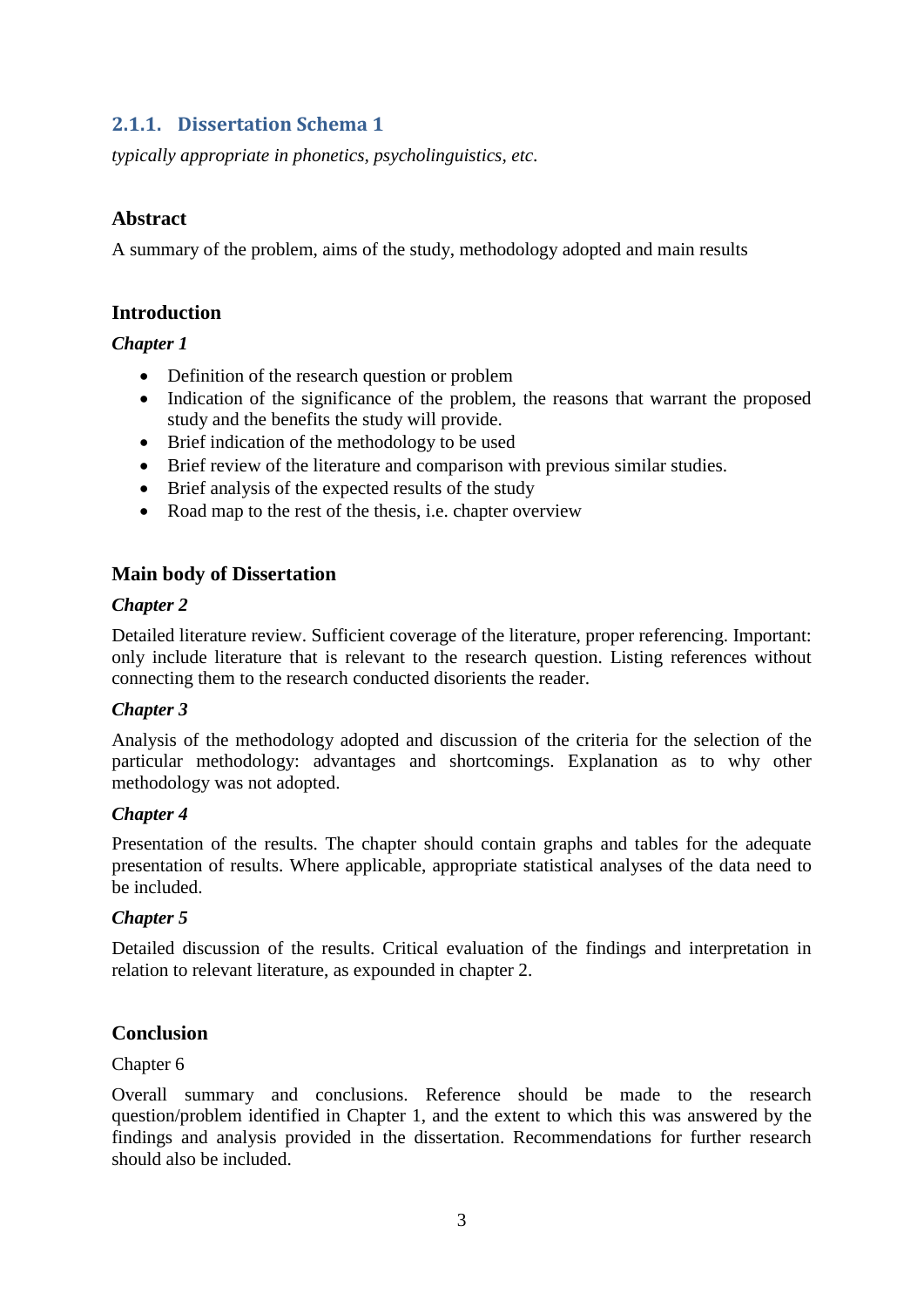### 2.1.1. Dissertation Schema 1

*typically appropriate in phonetics, psycholinguistics, etc.*

#### Abstract

A summary of the problem, aims of the study, methodology adopted and main results

#### Introduction

***Chapter 1***

- Definition of the research question or problem
- Indication of the significance of the problem, the reasons that warrant the proposed study and the benefits the study will provide.
- Brief indication of the methodology to be used
- Brief review of the literature and comparison with previous similar studies.
- Brief analysis of the expected results of the study
- Road map to the rest of the thesis, i.e. chapter overview

#### Main body of Dissertation

***Chapter 2***

Detailed literature review. Sufficient coverage of the literature, proper referencing. Important: only include literature that is relevant to the research question. Listing references without connecting them to the research conducted disorients the reader.

***Chapter 3***

Analysis of the methodology adopted and discussion of the criteria for the selection of the particular methodology: advantages and shortcomings. Explanation as to why other methodology was not adopted.

***Chapter 4***

Presentation of the results. The chapter should contain graphs and tables for the adequate presentation of results. Where applicable, appropriate statistical analyses of the data need to be included.

***Chapter 5***

Detailed discussion of the results. Critical evaluation of the findings and interpretation in relation to relevant literature, as expounded in chapter 2.

#### Conclusion

Chapter 6

Overall summary and conclusions. Reference should be made to the research question/problem identified in Chapter 1, and the extent to which this was answered by the findings and analysis provided in the dissertation. Recommendations for further research should also be included.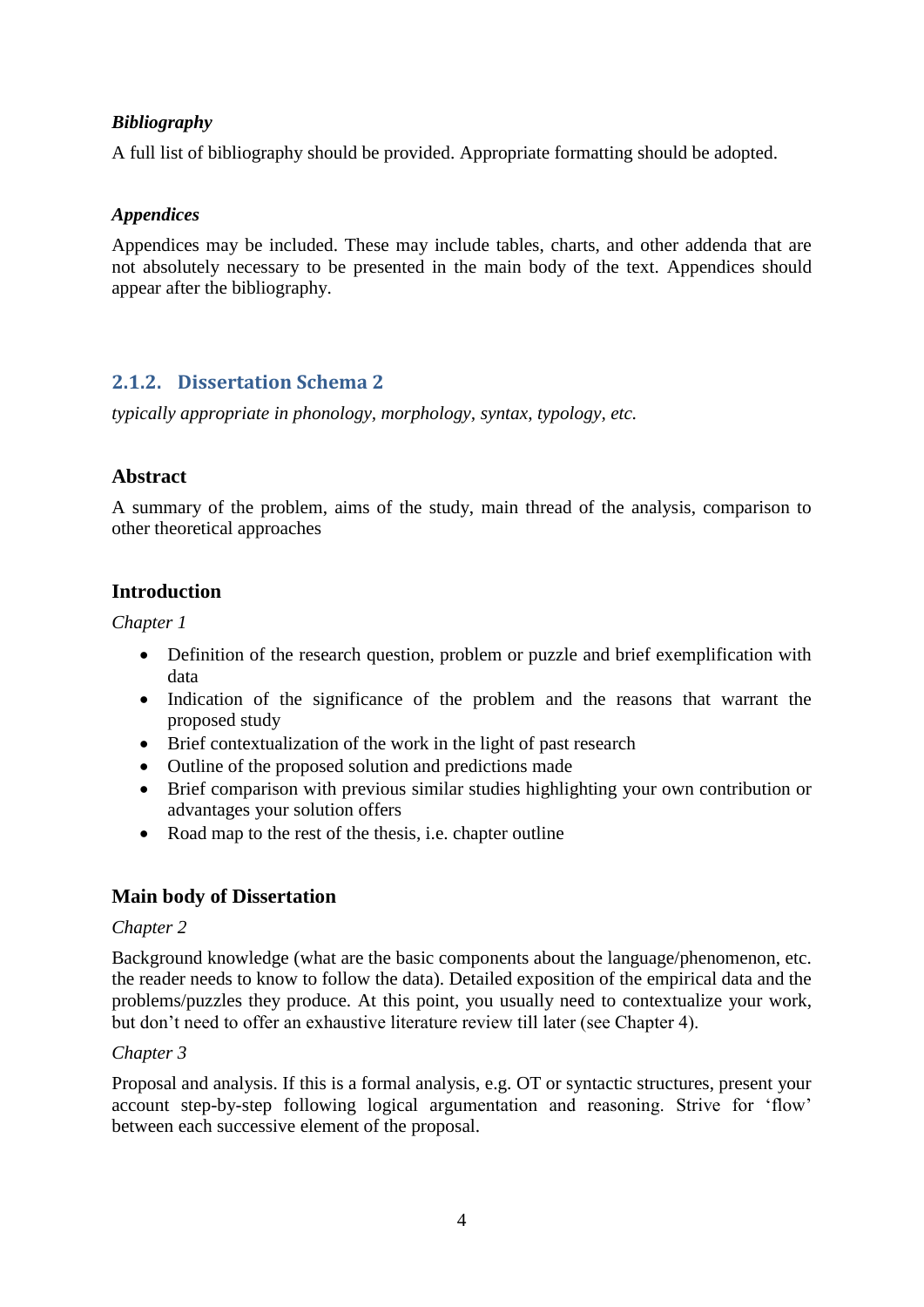***Bibliography***

A full list of bibliography should be provided. Appropriate formatting should be adopted.

***Appendices***

Appendices may be included. These may include tables, charts, and other addenda that are not absolutely necessary to be presented in the main body of the text. Appendices should appear after the bibliography.

### 2.1.2. Dissertation Schema 2

*typically appropriate in phonology, morphology, syntax, typology, etc.*

**Abstract**

A summary of the problem, aims of the study, main thread of the analysis, comparison to other theoretical approaches

**Introduction**

*Chapter 1*

- Definition of the research question, problem or puzzle and brief exemplification with data
- Indication of the significance of the problem and the reasons that warrant the proposed study
- Brief contextualization of the work in the light of past research
- Outline of the proposed solution and predictions made
- Brief comparison with previous similar studies highlighting your own contribution or advantages your solution offers
- Road map to the rest of the thesis, i.e. chapter outline

**Main body of Dissertation**

*Chapter 2*

Background knowledge (what are the basic components about the language/phenomenon, etc. the reader needs to know to follow the data). Detailed exposition of the empirical data and the problems/puzzles they produce. At this point, you usually need to contextualize your work, but don't need to offer an exhaustive literature review till later (see Chapter 4).

*Chapter 3*

Proposal and analysis. If this is a formal analysis, e.g. OT or syntactic structures, present your account step-by-step following logical argumentation and reasoning. Strive for 'flow' between each successive element of the proposal.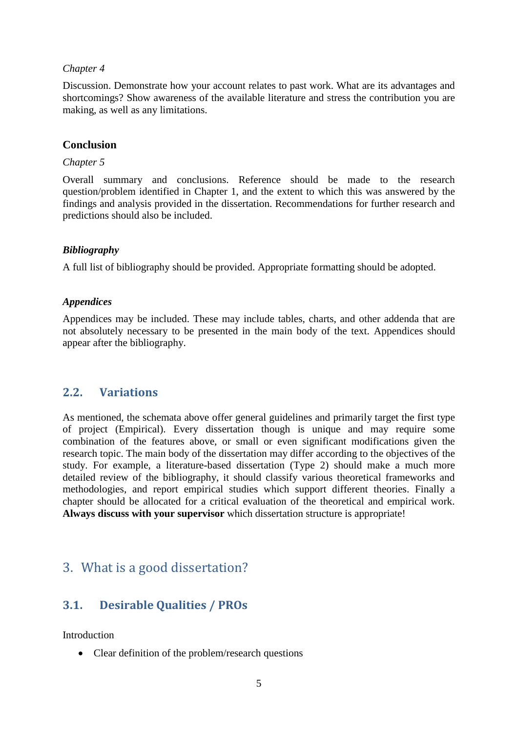*Chapter 4*

Discussion. Demonstrate how your account relates to past work. What are its advantages and shortcomings? Show awareness of the available literature and stress the contribution you are making, as well as any limitations.

**Conclusion**

*Chapter 5*

Overall summary and conclusions. Reference should be made to the research question/problem identified in Chapter 1, and the extent to which this was answered by the findings and analysis provided in the dissertation. Recommendations for further research and predictions should also be included.

***Bibliography***

A full list of bibliography should be provided. Appropriate formatting should be adopted.

***Appendices***

Appendices may be included. These may include tables, charts, and other addenda that are not absolutely necessary to be presented in the main body of the text. Appendices should appear after the bibliography.

### 2.2. Variations

As mentioned, the schemata above offer general guidelines and primarily target the first type of project (Empirical). Every dissertation though is unique and may require some combination of the features above, or small or even significant modifications given the research topic. The main body of the dissertation may differ according to the objectives of the study. For example, a literature-based dissertation (Type 2) should make a much more detailed review of the bibliography, it should classify various theoretical frameworks and methodologies, and report empirical studies which support different theories. Finally a chapter should be allocated for a critical evaluation of the theoretical and empirical work. **Always discuss with your supervisor** which dissertation structure is appropriate!

## 3. What is a good dissertation?

### 3.1. Desirable Qualities / PROs

Introduction

- Clear definition of the problem/research questions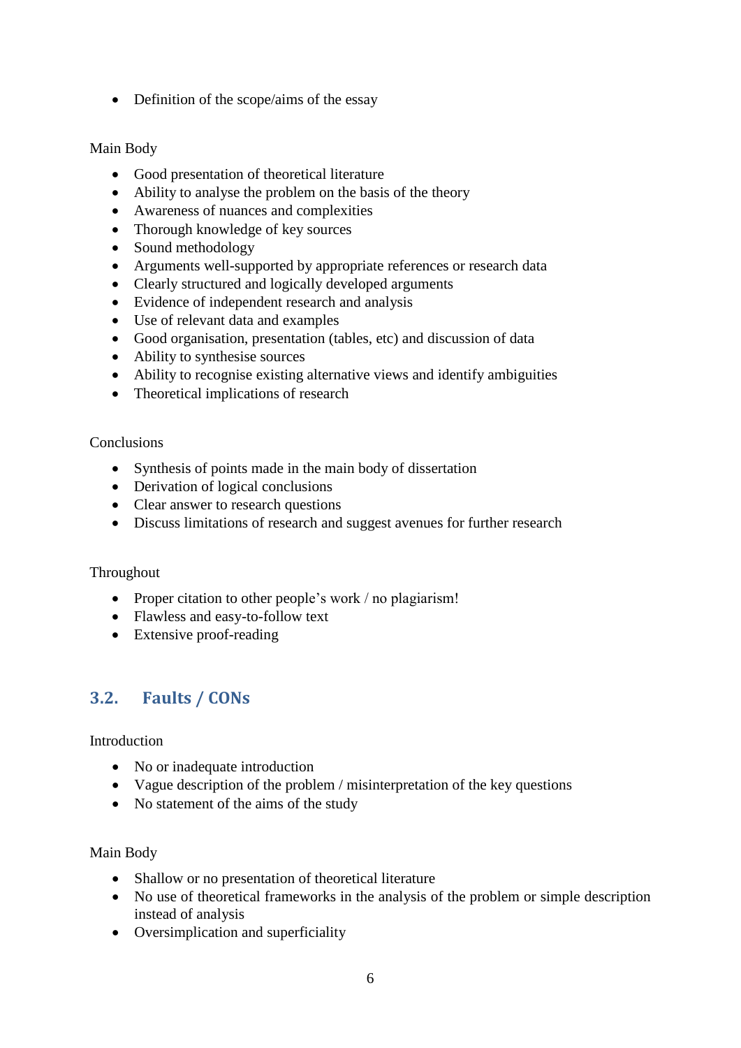- Definition of the scope/aims of the essay

Main Body

- Good presentation of theoretical literature
- Ability to analyse the problem on the basis of the theory
- Awareness of nuances and complexities
- Thorough knowledge of key sources
- Sound methodology
- Arguments well-supported by appropriate references or research data
- Clearly structured and logically developed arguments
- Evidence of independent research and analysis
- Use of relevant data and examples
- Good organisation, presentation (tables, etc) and discussion of data
- Ability to synthesise sources
- Ability to recognise existing alternative views and identify ambiguities
- Theoretical implications of research

Conclusions

- Synthesis of points made in the main body of dissertation
- Derivation of logical conclusions
- Clear answer to research questions
- Discuss limitations of research and suggest avenues for further research

Throughout

- Proper citation to other people's work / no plagiarism!
- Flawless and easy-to-follow text
- Extensive proof-reading

## 3.2. Faults / CONs

Introduction

- No or inadequate introduction
- Vague description of the problem / misinterpretation of the key questions
- No statement of the aims of the study

Main Body

- Shallow or no presentation of theoretical literature
- No use of theoretical frameworks in the analysis of the problem or simple description instead of analysis
- Oversimplication and superficiality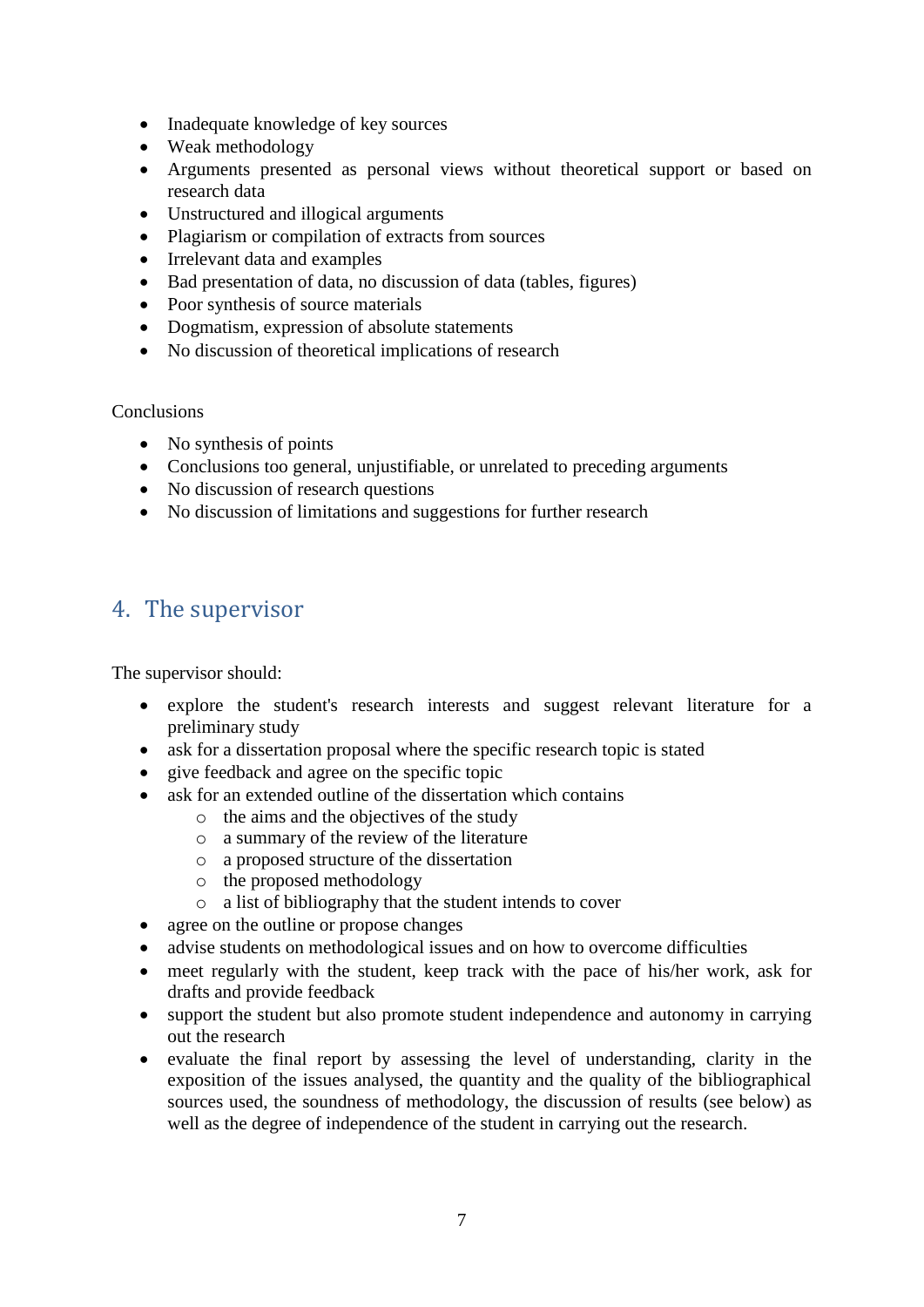- Inadequate knowledge of key sources
- Weak methodology
- Arguments presented as personal views without theoretical support or based on research data
- Unstructured and illogical arguments
- Plagiarism or compilation of extracts from sources
- Irrelevant data and examples
- Bad presentation of data, no discussion of data (tables, figures)
- Poor synthesis of source materials
- Dogmatism, expression of absolute statements
- No discussion of theoretical implications of research

Conclusions

- No synthesis of points
- Conclusions too general, unjustifiable, or unrelated to preceding arguments
- No discussion of research questions
- No discussion of limitations and suggestions for further research

## 4. The supervisor

The supervisor should:

- explore the student's research interests and suggest relevant literature for a preliminary study
- ask for a dissertation proposal where the specific research topic is stated
- give feedback and agree on the specific topic
- ask for an extended outline of the dissertation which contains
    - the aims and the objectives of the study
    - a summary of the review of the literature
    - a proposed structure of the dissertation
    - the proposed methodology
    - a list of bibliography that the student intends to cover
- agree on the outline or propose changes
- advise students on methodological issues and on how to overcome difficulties
- meet regularly with the student, keep track with the pace of his/her work, ask for drafts and provide feedback
- support the student but also promote student independence and autonomy in carrying out the research
- evaluate the final report by assessing the level of understanding, clarity in the exposition of the issues analysed, the quantity and the quality of the bibliographical sources used, the soundness of methodology, the discussion of results (see below) as well as the degree of independence of the student in carrying out the research.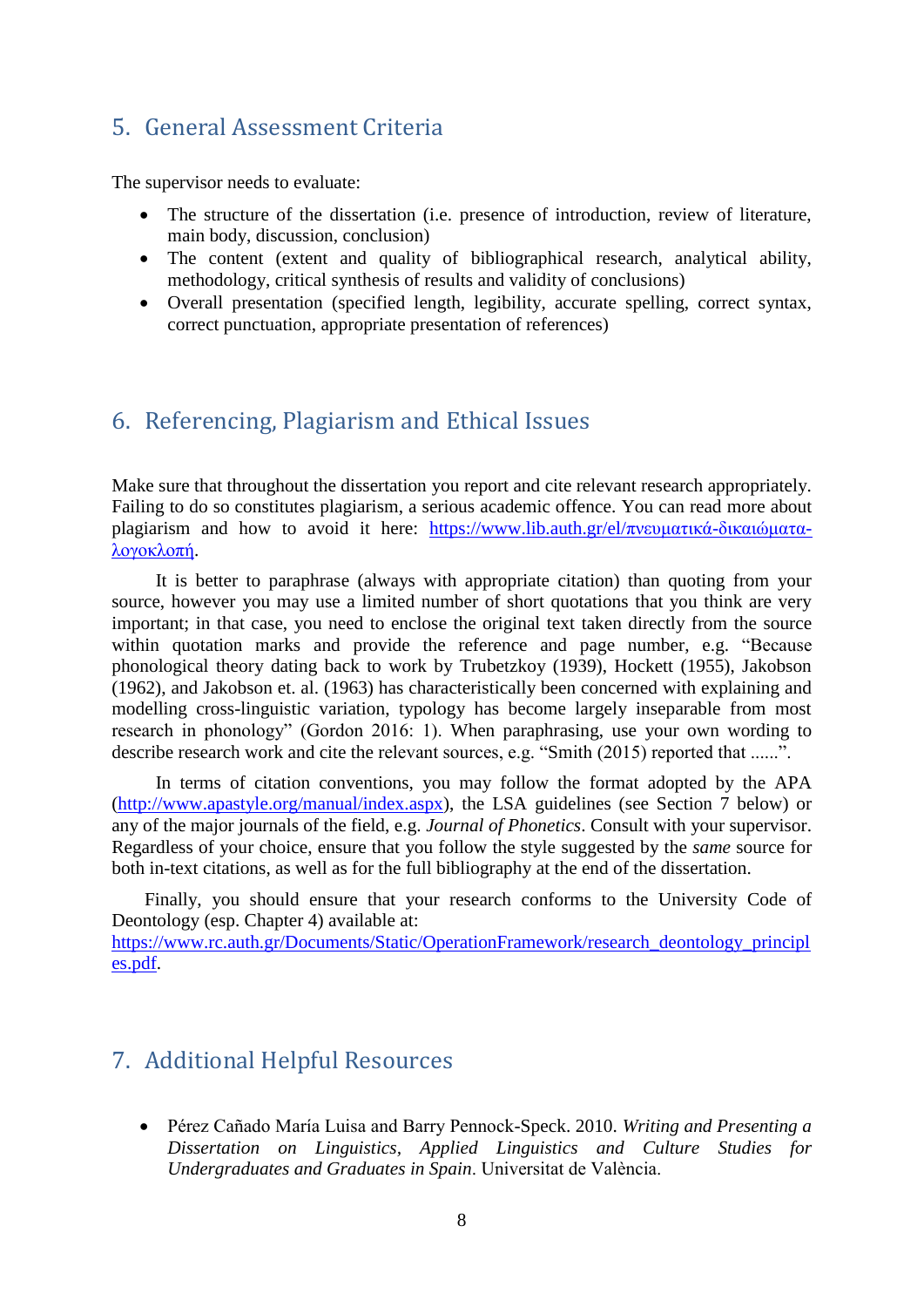## 5. General Assessment Criteria

The supervisor needs to evaluate:

- The structure of the dissertation (i.e. presence of introduction, review of literature, main body, discussion, conclusion)
- The content (extent and quality of bibliographical research, analytical ability, methodology, critical synthesis of results and validity of conclusions)
- Overall presentation (specified length, legibility, accurate spelling, correct syntax, correct punctuation, appropriate presentation of references)

## 6. Referencing, Plagiarism and Ethical Issues

Make sure that throughout the dissertation you report and cite relevant research appropriately. Failing to do so constitutes plagiarism, a serious academic offence. You can read more about plagiarism and how to avoid it here: https://www.lib.auth.gr/el/πνευματικά-δικαιώματα-λογοκλοπή.

It is better to paraphrase (always with appropriate citation) than quoting from your source, however you may use a limited number of short quotations that you think are very important; in that case, you need to enclose the original text taken directly from the source within quotation marks and provide the reference and page number, e.g. "Because phonological theory dating back to work by Trubetzkoy (1939), Hockett (1955), Jakobson (1962), and Jakobson et. al. (1963) has characteristically been concerned with explaining and modelling cross-linguistic variation, typology has become largely inseparable from most research in phonology" (Gordon 2016: 1). When paraphrasing, use your own wording to describe research work and cite the relevant sources, e.g. "Smith (2015) reported that ......".

In terms of citation conventions, you may follow the format adopted by the APA (http://www.apastyle.org/manual/index.aspx), the LSA guidelines (see Section 7 below) or any of the major journals of the field, e.g. *Journal of Phonetics*. Consult with your supervisor. Regardless of your choice, ensure that you follow the style suggested by the *same* source for both in-text citations, as well as for the full bibliography at the end of the dissertation.

Finally, you should ensure that your research conforms to the University Code of Deontology (esp. Chapter 4) available at: https://www.rc.auth.gr/Documents/Static/OperationFramework/research_deontology_principles.pdf.

## 7. Additional Helpful Resources

- Pérez Cañado María Luisa and Barry Pennock-Speck. 2010. *Writing and Presenting a Dissertation on Linguistics, Applied Linguistics and Culture Studies for Undergraduates and Graduates in Spain*. Universitat de València.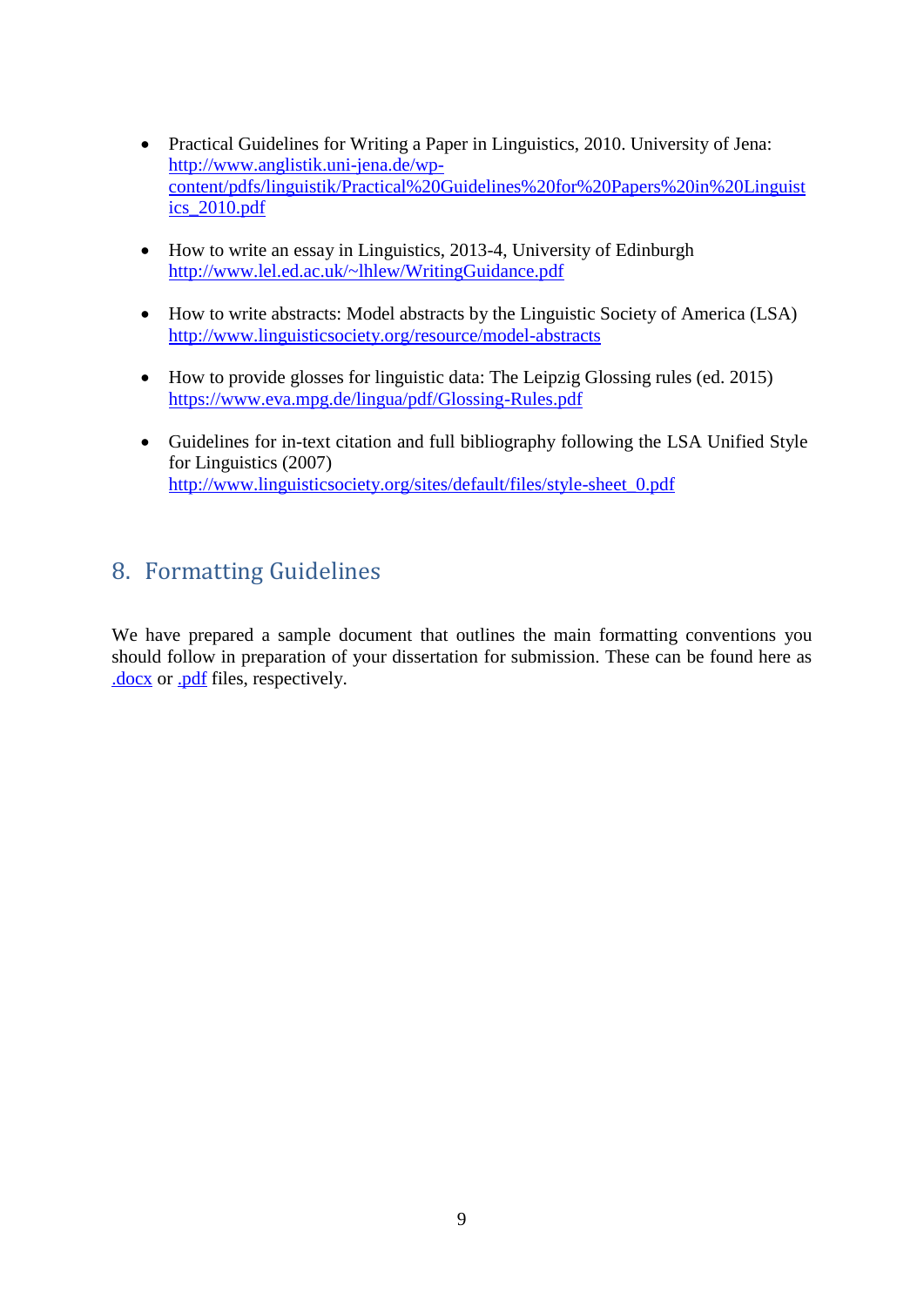- Practical Guidelines for Writing a Paper in Linguistics, 2010. University of Jena: http://www.anglistik.uni-jena.de/wp-content/pdfs/linguistik/Practical%20Guidelines%20for%20Papers%20in%20Linguistics_2010.pdf

- How to write an essay in Linguistics, 2013-4, University of Edinburgh http://www.lel.ed.ac.uk/~lhlew/WritingGuidance.pdf

- How to write abstracts: Model abstracts by the Linguistic Society of America (LSA) http://www.linguisticsociety.org/resource/model-abstracts

- How to provide glosses for linguistic data: The Leipzig Glossing rules (ed. 2015) https://www.eva.mpg.de/lingua/pdf/Glossing-Rules.pdf

- Guidelines for in-text citation and full bibliography following the LSA Unified Style for Linguistics (2007) http://www.linguisticsociety.org/sites/default/files/style-sheet_0.pdf

## 8. Formatting Guidelines

We have prepared a sample document that outlines the main formatting conventions you should follow in preparation of your dissertation for submission. These can be found here as .docx or .pdf files, respectively.